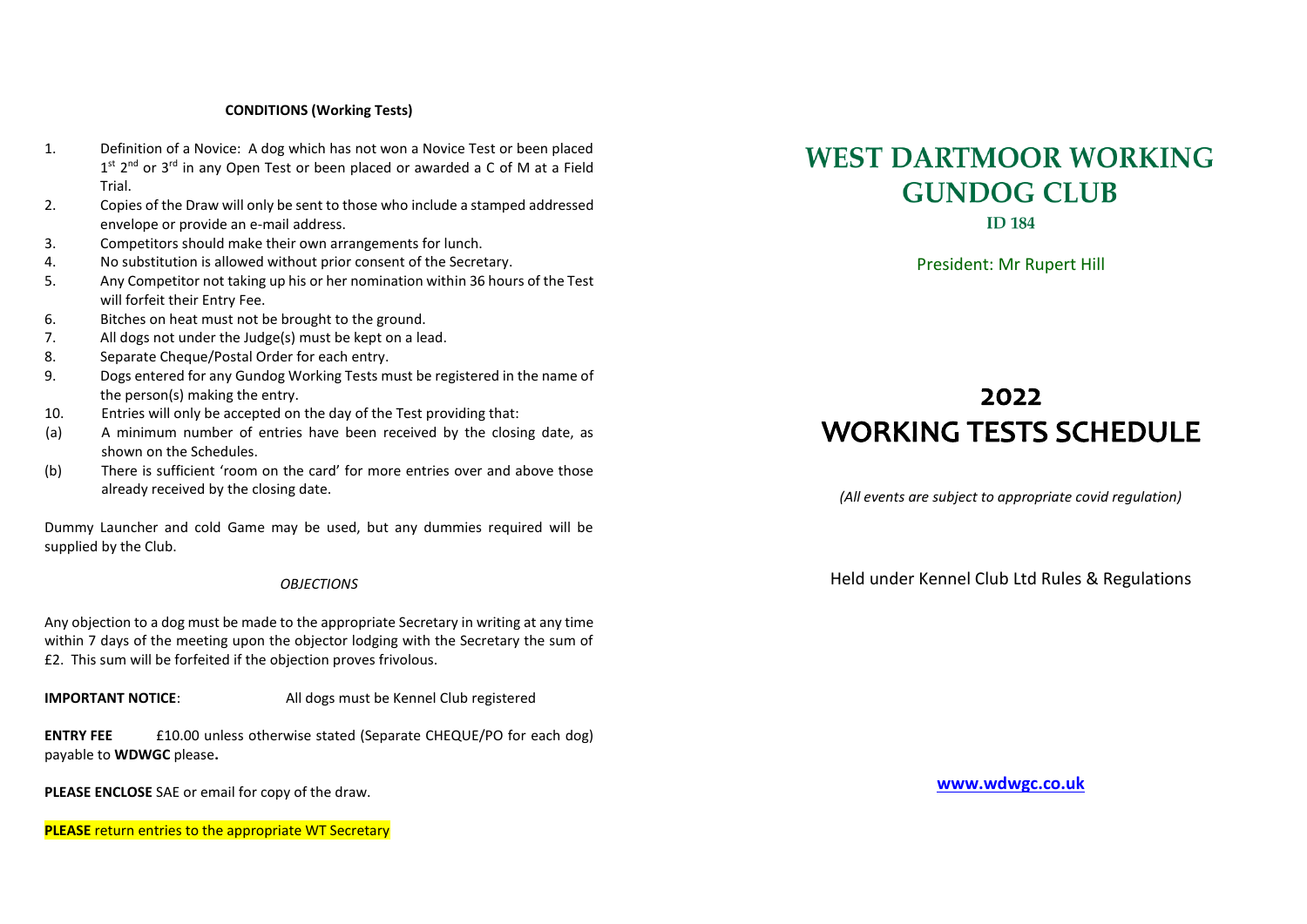**CONDITIONS (Working Tests)**

1. Definition of a Novice: A dog which has not won a Novice Test or been placed 1st 2nd or 3rd in any Open Test or been placed or awarded a C of M at a Field Trial.
2. Copies of the Draw will only be sent to those who include a stamped addressed envelope or provide an e-mail address.
3. Competitors should make their own arrangements for lunch.
4. No substitution is allowed without prior consent of the Secretary.
5. Any Competitor not taking up his or her nomination within 36 hours of the Test will forfeit their Entry Fee.
6. Bitches on heat must not be brought to the ground.
7. All dogs not under the Judge(s) must be kept on a lead.
8. Separate Cheque/Postal Order for each entry.
9. Dogs entered for any Gundog Working Tests must be registered in the name of the person(s) making the entry.
10. Entries will only be accepted on the day of the Test providing that:
    - (a) A minimum number of entries have been received by the closing date, as shown on the Schedules.
    - (b) There is sufficient 'room on the card' for more entries over and above those already received by the closing date.

Dummy Launcher and cold Game may be used, but any dummies required will be supplied by the Club.

*OBJECTIONS*

Any objection to a dog must be made to the appropriate Secretary in writing at any time within 7 days of the meeting upon the objector lodging with the Secretary the sum of £2. This sum will be forfeited if the objection proves frivolous.

**IMPORTANT NOTICE**: All dogs must be Kennel Club registered

**ENTRY FEE** £10.00 unless otherwise stated (Separate CHEQUE/PO for each dog) payable to **WDWGC** please**.**

**PLEASE ENCLOSE** SAE or email for copy of the draw.

**PLEASE** return entries to the appropriate WT Secretary

# WEST DARTMOOR WORKING GUNDOG CLUB

**ID 184**

President: Mr Rupert Hill

# 2022 WORKING TESTS SCHEDULE

*(All events are subject to appropriate covid regulation)*

Held under Kennel Club Ltd Rules & Regulations

**www.wdwgc.co.uk**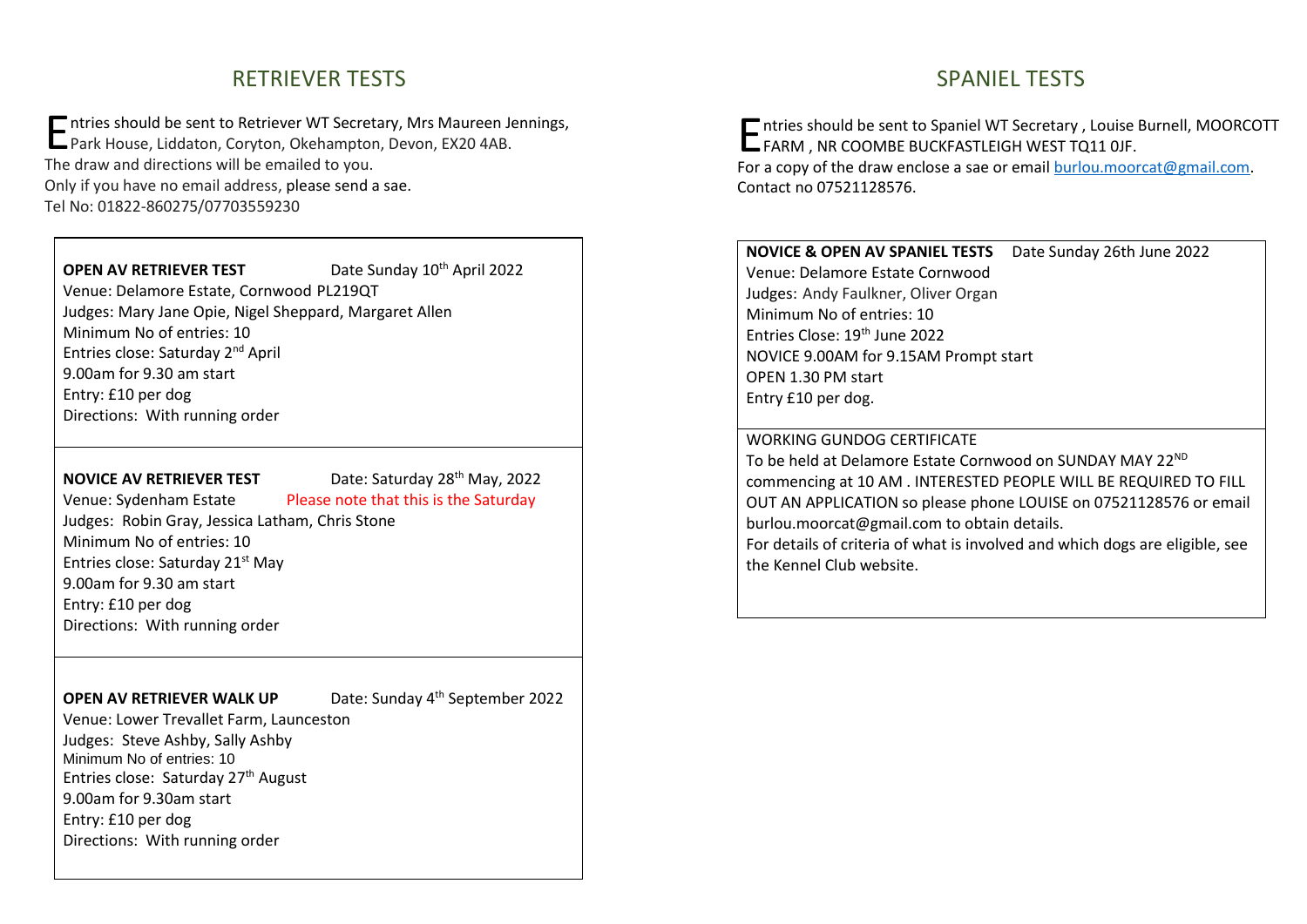## RETRIEVER TESTS

Entries should be sent to Retriever WT Secretary, Mrs Maureen Jennings, Park House, Liddaton, Coryton, Okehampton, Devon, EX20 4AB.
The draw and directions will be emailed to you.
Only if you have no email address, please send a sae.
Tel No: 01822-860275/07703559230

**OPEN AV RETRIEVER TEST** Date Sunday 10th April 2022
Venue: Delamore Estate, Cornwood PL219QT
Judges: Mary Jane Opie, Nigel Sheppard, Margaret Allen
Minimum No of entries: 10
Entries close: Saturday 2nd April
9.00am for 9.30 am start
Entry: £10 per dog
Directions: With running order

**NOVICE AV RETRIEVER TEST** Date: Saturday 28th May, 2022
Venue: Sydenham Estate Please note that this is the Saturday
Judges: Robin Gray, Jessica Latham, Chris Stone
Minimum No of entries: 10
Entries close: Saturday 21st May
9.00am for 9.30 am start
Entry: £10 per dog
Directions: With running order

**OPEN AV RETRIEVER WALK UP** Date: Sunday 4th September 2022
Venue: Lower Trevallet Farm, Launceston
Judges: Steve Ashby, Sally Ashby
Minimum No of entries: 10
Entries close: Saturday 27th August
9.00am for 9.30am start
Entry: £10 per dog
Directions: With running order

## SPANIEL TESTS

Entries should be sent to Spaniel WT Secretary , Louise Burnell, MOORCOTT FARM , NR COOMBE BUCKFASTLEIGH WEST TQ11 0JF.
For a copy of the draw enclose a sae or email burlou.moorcat@gmail.com.
Contact no 07521128576.

**NOVICE & OPEN AV SPANIEL TESTS** Date Sunday 26th June 2022
Venue: Delamore Estate Cornwood
Judges: Andy Faulkner, Oliver Organ
Minimum No of entries: 10
Entries Close: 19th June 2022
NOVICE 9.00AM for 9.15AM Prompt start
OPEN 1.30 PM start
Entry £10 per dog.

WORKING GUNDOG CERTIFICATE
To be held at Delamore Estate Cornwood on SUNDAY MAY 22ND commencing at 10 AM . INTERESTED PEOPLE WILL BE REQUIRED TO FILL OUT AN APPLICATION so please phone LOUISE on 07521128576 or email burlou.moorcat@gmail.com to obtain details.
For details of criteria of what is involved and which dogs are eligible, see the Kennel Club website.